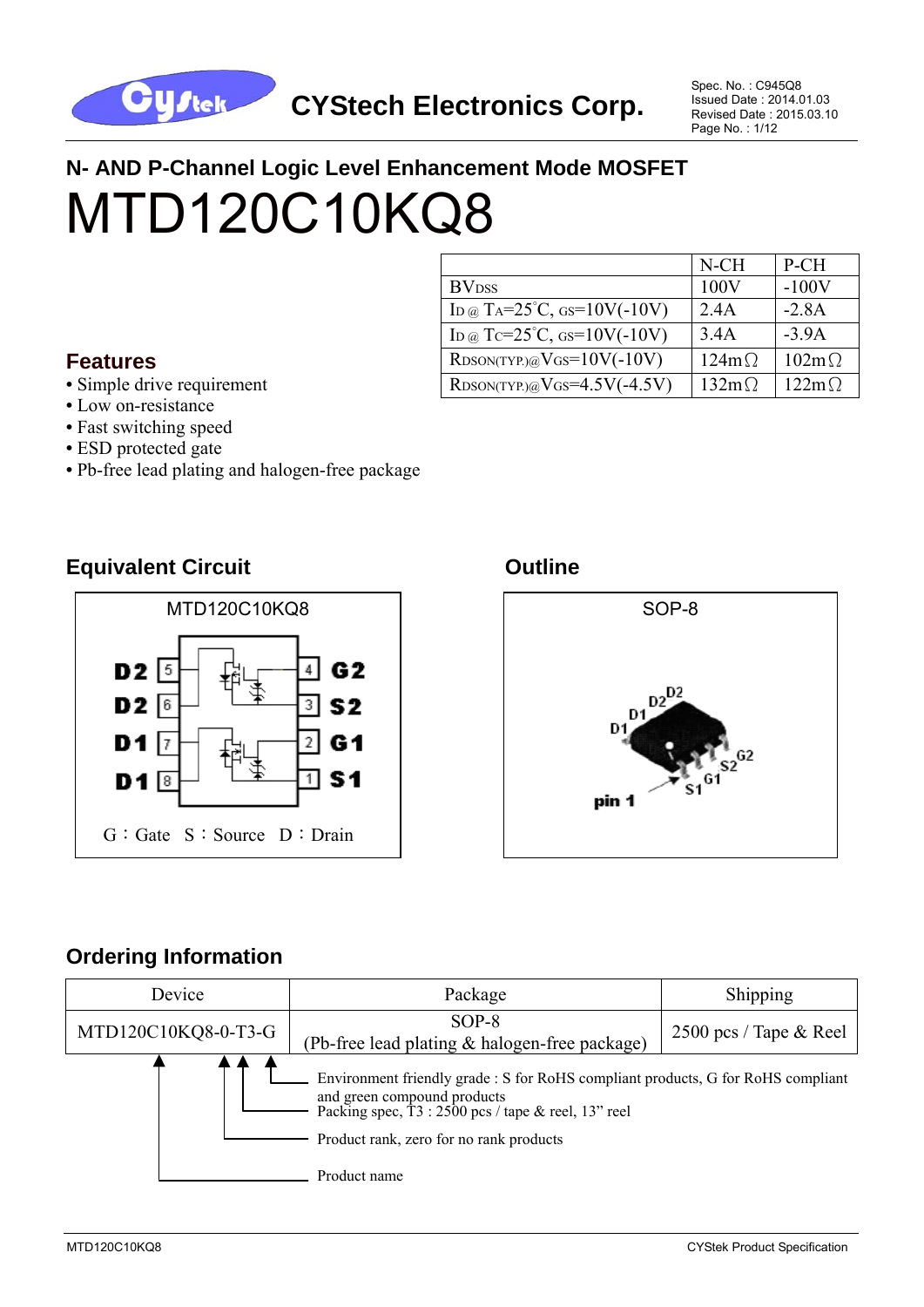CYStech Electronics Corp.

Spec. No. : C945Q8
Issued Date : 2014.01.03
Revised Date : 2015.03.10

## N- AND P-Channel Logic Level Enhancement Mode MOSFET

# MTD120C10KQ8

| | N-CH | P-CH |
|---|---|---|
| $BV_{DSS}$ | 100V | -100V |
| $I_D$ @ $T_A$=25°C, $_{GS}$=10V(-10V) | 2.4A | -2.8A |
| $I_D$ @ $T_C$=25°C, $_{GS}$=10V(-10V) | 3.4A | -3.9A |
| $R_{DSON(TYP.)}$@$V_{GS}$=10V(-10V) | 124mΩ | 102mΩ |
| $R_{DSON(TYP.)}$@$V_{GS}$=4.5V(-4.5V) | 132mΩ | 122mΩ |

## Features

- Simple drive requirement
- Low on-resistance
- Fast switching speed
- ESD protected gate
- Pb-free lead plating and halogen-free package

## Equivalent Circuit

MTD120C10KQ8

D2 5, D2 6, D1 7, D1 8, G2 4, S2 3, G1 2, S1 1

G：Gate S：Source D：Drain

## Outline

SOP-8

D2, D2, D1, D1, G2, S2, G1, S1, pin 1

## Ordering Information

| Device | Package | Shipping |
|---|---|---|
| MTD120C10KQ8-0-T3-G | SOP-8<br>(Pb-free lead plating & halogen-free package) | 2500 pcs / Tape & Reel |

- Environment friendly grade : S for RoHS compliant products, G for RoHS compliant and green compound products
- Packing spec, T3 : 2500 pcs / tape & reel, 13" reel
- Product rank, zero for no rank products
- Product name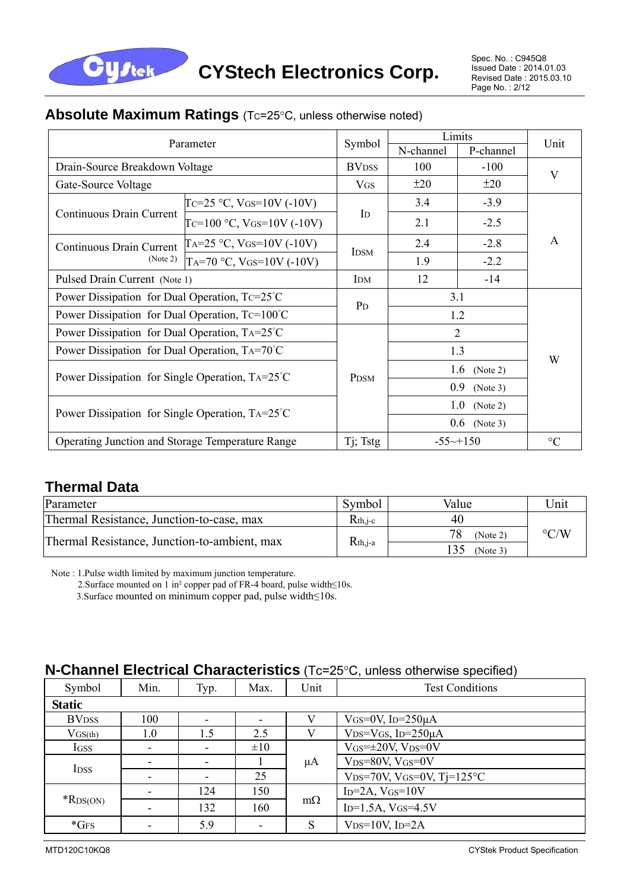## Absolute Maximum Ratings ($T_C$=25°C, unless otherwise noted)

| Parameter | | Symbol | Limits | | Unit |
|---|---|---|---|---|---|
| | | | N-channel | P-channel | |
| Drain-Source Breakdown Voltage | | $BV_{DSS}$ | 100 | -100 | V |
| Gate-Source Voltage | | $V_{GS}$ | ±20 | ±20 | V |
| Continuous Drain Current | $T_C$=25 °C, $V_{GS}$=10V (-10V) | $I_D$ | 3.4 | -3.9 | A |
| | $T_C$=100 °C, $V_{GS}$=10V (-10V) | | 2.1 | -2.5 | A |
| Continuous Drain Current (Note 2) | $T_A$=25 °C, $V_{GS}$=10V (-10V) | $I_{DSM}$ | 2.4 | -2.8 | A |
| | $T_A$=70 °C, $V_{GS}$=10V (-10V) | | 1.9 | -2.2 | A |
| Pulsed Drain Current (Note 1) | | $I_{DM}$ | 12 | -14 | A |
| Power Dissipation for Dual Operation, $T_C$=25°C | | $P_D$ | 3.1 | | W |
| Power Dissipation for Dual Operation, $T_C$=100°C | | | 1.2 | | W |
| Power Dissipation for Dual Operation, $T_A$=25°C | | $P_{DSM}$ | 2 | | W |
| Power Dissipation for Dual Operation, $T_A$=70°C | | | 1.3 | | W |
| Power Dissipation for Single Operation, $T_A$=25°C | | | 1.6 (Note 2) | | W |
| | | | 0.9 (Note 3) | | W |
| Power Dissipation for Single Operation, $T_A$=25°C | | | 1.0 (Note 2) | | W |
| | | | 0.6 (Note 3) | | W |
| Operating Junction and Storage Temperature Range | | Tj; Tstg | -55~+150 | | °C |

## Thermal Data

| Parameter | Symbol | Value | Unit |
|---|---|---|---|
| Thermal Resistance, Junction-to-case, max | $R_{th,j\text{-}c}$ | 40 | °C/W |
| Thermal Resistance, Junction-to-ambient, max | $R_{th,j\text{-}a}$ | 78 (Note 2) | °C/W |
| | | 135 (Note 3) | °C/W |

Note : 1.Pulse width limited by maximum junction temperature.
2.Surface mounted on 1 in² copper pad of FR-4 board, pulse width≤10s.
3.Surface mounted on minimum copper pad, pulse width≤10s.

## N-Channel Electrical Characteristics ($T_C$=25°C, unless otherwise specified)

| Symbol | Min. | Typ. | Max. | Unit | Test Conditions |
|---|---|---|---|---|---|
| **Static** | | | | | |
| $BV_{DSS}$ | 100 | - | - | V | $V_{GS}$=0V, $I_D$=250μA |
| $V_{GS(th)}$ | 1.0 | 1.5 | 2.5 | V | $V_{DS}$=$V_{GS}$, $I_D$=250μA |
| $I_{GSS}$ | - | - | ±10 | μA | $V_{GS}$=±20V, $V_{DS}$=0V |
| $I_{DSS}$ | - | - | 1 | μA | $V_{DS}$=80V, $V_{GS}$=0V |
| | - | - | 25 | μA | $V_{DS}$=70V, $V_{GS}$=0V, Tj=125°C |
| *$R_{DS(ON)}$ | - | 124 | 150 | mΩ | $I_D$=2A, $V_{GS}$=10V |
| | - | 132 | 160 | mΩ | $I_D$=1.5A, $V_{GS}$=4.5V |
| *$G_{FS}$ | - | 5.9 | - | S | $V_{DS}$=10V, $I_D$=2A |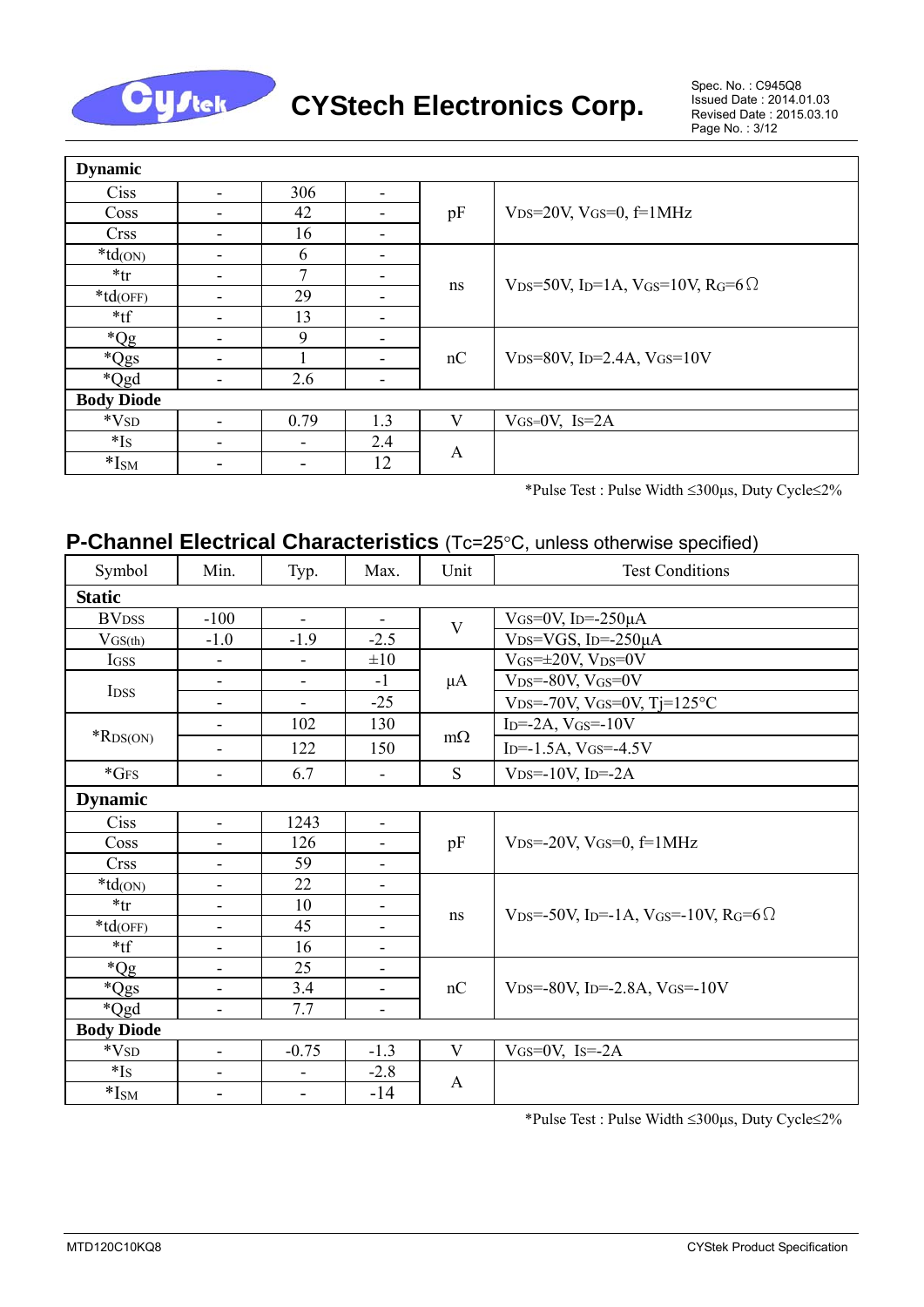| Symbol | Min. | Typ. | Max. | Unit | Test Conditions |
|---|---|---|---|---|---|
| **Dynamic** | | | | | |
| Ciss | - | 306 | - | pF | $V_{DS}$=20V, $V_{GS}$=0, f=1MHz |
| Coss | - | 42 | - | | |
| Crss | - | 16 | - | | |
| *$t_{d(ON)}$ | - | 6 | - | ns | $V_{DS}$=50V, $I_D$=1A, $V_{GS}$=10V, $R_G$=6Ω |
| *$t_r$ | - | 7 | - | | |
| *$t_{d(OFF)}$ | - | 29 | - | | |
| *$t_f$ | - | 13 | - | | |
| *$Q_g$ | - | 9 | - | nC | $V_{DS}$=80V, $I_D$=2.4A, $V_{GS}$=10V |
| *$Q_{gs}$ | - | 1 | - | | |
| *$Q_{gd}$ | - | 2.6 | - | | |
| **Body Diode** | | | | | |
| *$V_{SD}$ | - | 0.79 | 1.3 | V | $V_{GS}$=0V, $I_S$=2A |
| *$I_S$ | - | - | 2.4 | A | |
| *$I_{SM}$ | - | - | 12 | | |

*Pulse Test : Pulse Width ≤300μs, Duty Cycle≤2%

## P-Channel Electrical Characteristics (Tc=25°C, unless otherwise specified)

| Symbol | Min. | Typ. | Max. | Unit | Test Conditions |
|---|---|---|---|---|---|
| **Static** | | | | | |
| $BV_{DSS}$ | -100 | - | - | V | $V_{GS}$=0V, $I_D$=-250μA |
| $V_{GS(th)}$ | -1.0 | -1.9 | -2.5 | | $V_{DS}$=VGS, $I_D$=-250μA |
| $I_{GSS}$ | - | - | ±10 | μA | $V_{GS}$=±20V, $V_{DS}$=0V |
| $I_{DSS}$ | - | - | -1 | | $V_{DS}$=-80V, $V_{GS}$=0V |
| | - | - | -25 | | $V_{DS}$=-70V, $V_{GS}$=0V, Tj=125°C |
| *$R_{DS(ON)}$ | - | 102 | 130 | mΩ | $I_D$=-2A, $V_{GS}$=-10V |
| | - | 122 | 150 | | $I_D$=-1.5A, $V_{GS}$=-4.5V |
| *$G_{FS}$ | - | 6.7 | - | S | $V_{DS}$=-10V, $I_D$=-2A |
| **Dynamic** | | | | | |
| Ciss | - | 1243 | - | pF | $V_{DS}$=-20V, $V_{GS}$=0, f=1MHz |
| Coss | - | 126 | - | | |
| Crss | - | 59 | - | | |
| *$t_{d(ON)}$ | - | 22 | - | ns | $V_{DS}$=-50V, $I_D$=-1A, $V_{GS}$=-10V, $R_G$=6Ω |
| *$t_r$ | - | 10 | - | | |
| *$t_{d(OFF)}$ | - | 45 | - | | |
| *$t_f$ | - | 16 | - | | |
| *$Q_g$ | - | 25 | - | nC | $V_{DS}$=-80V, $I_D$=-2.8A, $V_{GS}$=-10V |
| *$Q_{gs}$ | - | 3.4 | - | | |
| *$Q_{gd}$ | - | 7.7 | - | | |
| **Body Diode** | | | | | |
| *$V_{SD}$ | - | -0.75 | -1.3 | V | $V_{GS}$=0V, $I_S$=-2A |
| *$I_S$ | - | - | -2.8 | A | |
| *$I_{SM}$ | - | - | -14 | | |

*Pulse Test : Pulse Width ≤300μs, Duty Cycle≤2%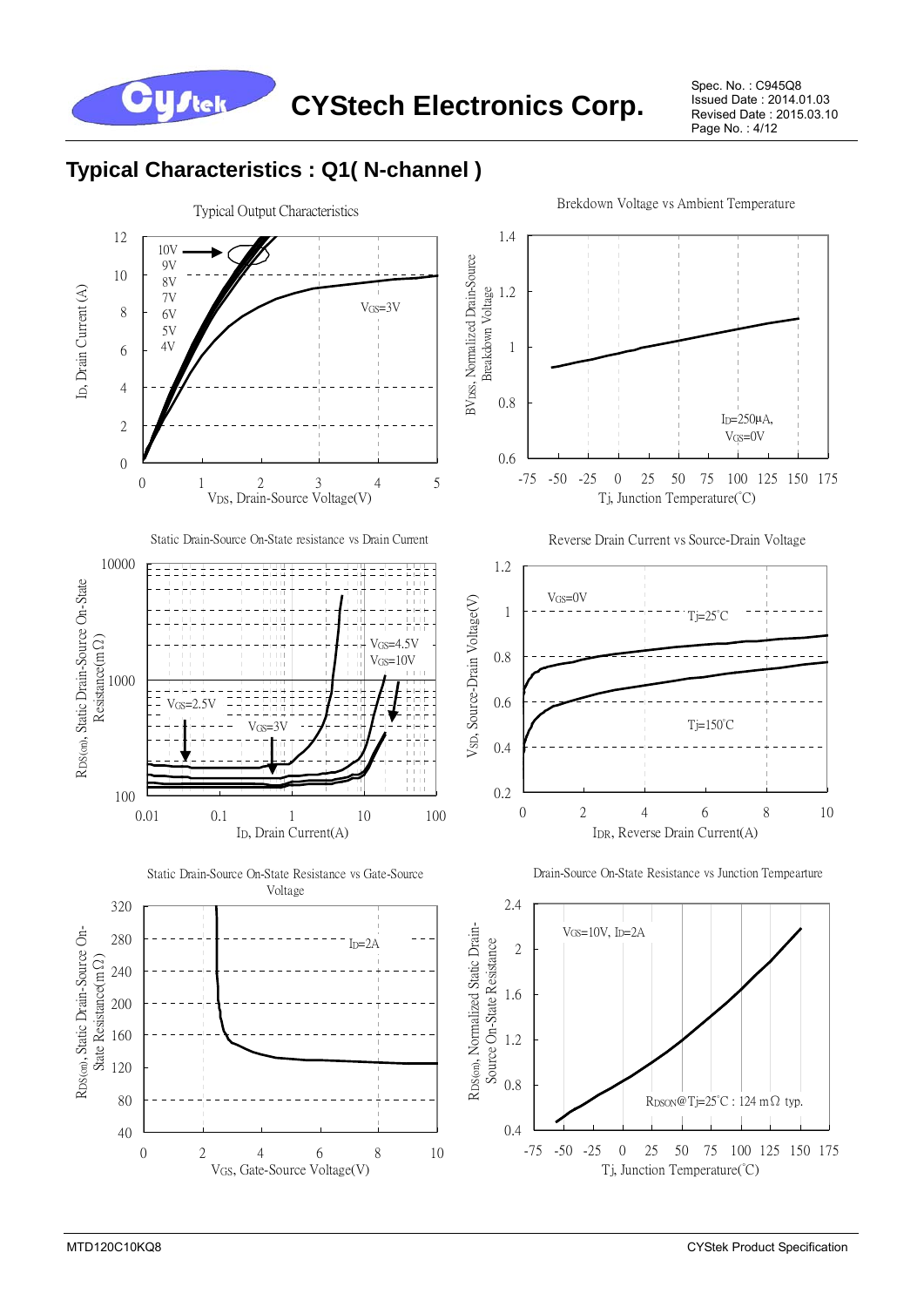## Typical Characteristics : Q1( N-channel )

Typical Output Characteristics

- Y-axis: $I_D$, Drain Current (A) — 0 to 12
- X-axis: $V_{DS}$, Drain-Source Voltage(V) — 0 to 5
- Curves: 10V, 9V, 8V, 7V, 6V, 5V, 4V, $V_{GS}$=3V

Brekdown Voltage vs Ambient Temperature

- Y-axis: $BV_{DSS}$, Normalized Drain-Source Breakdown Voltage — 0.6 to 1.4
- X-axis: Tj, Junction Temperature(°C) — -75 to 175
- $I_D$=250μA, $V_{GS}$=0V

Static Drain-Source On-State resistance vs Drain Current

- Y-axis: $R_{DS(on)}$, Static Drain-Source On-State Resistance(mΩ) — 100 to 10000
- X-axis: $I_D$, Drain Current(A) — 0.01 to 100
- Curves: $V_{GS}$=2.5V, $V_{GS}$=3V, $V_{GS}$=4.5V, $V_{GS}$=10V

Reverse Drain Current vs Source-Drain Voltage

- Y-axis: $V_{SD}$, Source-Drain Voltage(V) — 0.2 to 1.2
- X-axis: $I_{DR}$, Reverse Drain Current(A) — 0 to 10
- $V_{GS}$=0V; Curves: Tj=25°C, Tj=150°C

Static Drain-Source On-State Resistance vs Gate-Source Voltage

- Y-axis: $R_{DS(on)}$, Static Drain-Source On-State Resistance(mΩ) — 40 to 320
- X-axis: $V_{GS}$, Gate-Source Voltage(V) — 0 to 10
- $I_D$=2A

Drain-Source On-State Resistance vs Junction Tempearture

- Y-axis: $R_{DS(on)}$, Normalized Static Drain-Source On-State Resistance — 0.4 to 2.4
- X-axis: Tj, Junction Temperature(°C) — -75 to 175
- $V_{GS}$=10V, $I_D$=2A
- $R_{DSON}$@Tj=25°C : 124 mΩ typ.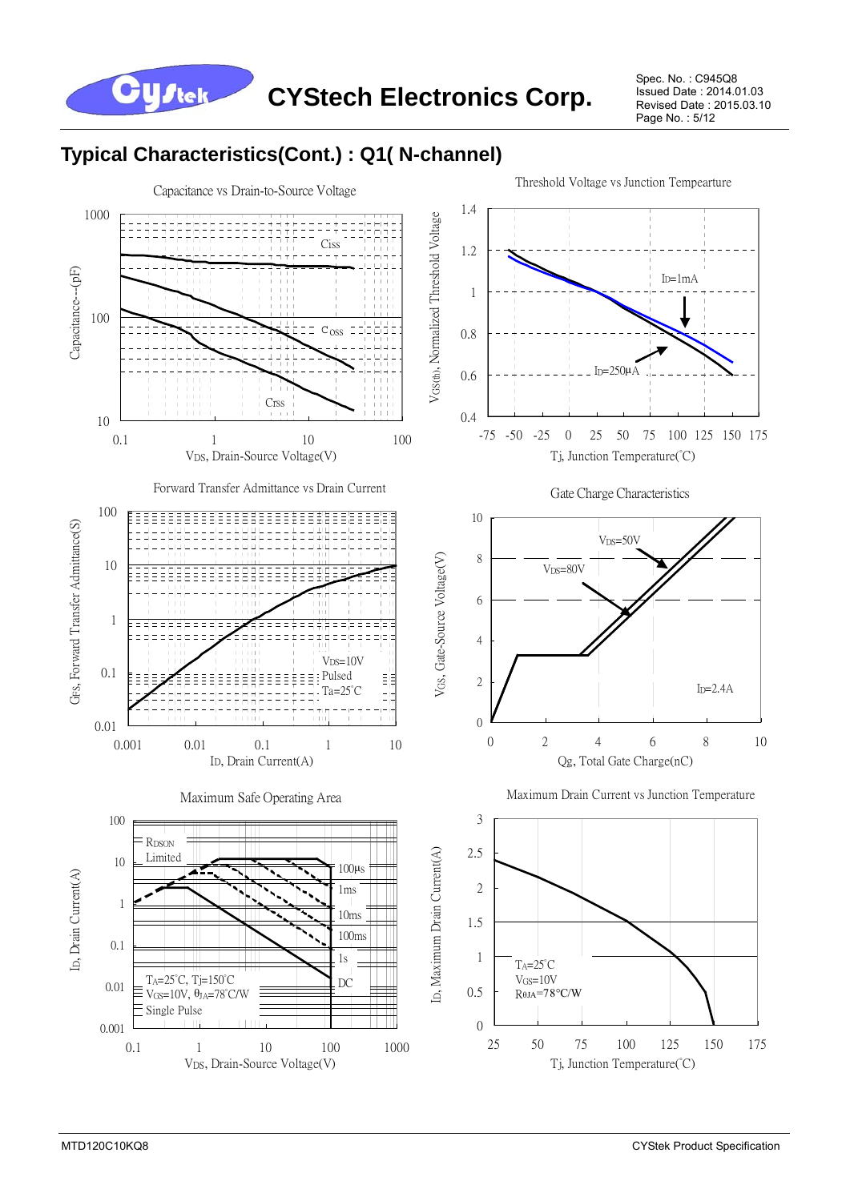## Typical Characteristics(Cont.) : Q1( N-channel)

Capacitance vs Drain-to-Source Voltage

Capacitance--(pF)

1000

100

10

0.1 1 10 100

$V_{DS}$, Drain-Source Voltage(V)

Ciss

Coss

Crss

Threshold Voltage vs Junction Tempearture

$V_{GS(th)}$, Normalized Threshold Voltage

1.4 1.2 1 0.8 0.6 0.4

-75 -50 -25 0 25 50 75 100 125 150 175

Tj, Junction Temperature(°C)

$I_D$=1mA

$I_D$=250μA

Forward Transfer Admittance vs Drain Current

$G_{FS}$, Forward Transfer Admittance(S)

100 10 1 0.1 0.01

0.001 0.01 0.1 1 10

$I_D$, Drain Current(A)

$V_{DS}$=10V
Pulsed
Ta=25°C

Gate Charge Characteristics

$V_{GS}$, Gate-Source Voltage(V)

10 8 6 4 2 0

0 2 4 6 8 10

Qg, Total Gate Charge(nC)

$V_{DS}$=50V

$V_{DS}$=80V

$I_D$=2.4A

Maximum Safe Operating Area

$I_D$, Drain Current(A)

100 10 1 0.1 0.01 0.001

0.1 1 10 100 1000

$V_{DS}$, Drain-Source Voltage(V)

RDSON Limited

100μs
1ms
10ms
100ms
1s
DC

$T_A$=25°C, Tj=150°C
$V_{GS}$=10V, $\theta_{JA}$=78°C/W
Single Pulse

Maximum Drain Current vs Junction Temperature

$I_D$, Maximum Drain Current(A)

3 2.5 2 1.5 1 0.5 0

25 50 75 100 125 150 175

Tj, Junction Temperature(°C)

$T_A$=25°C
$V_{GS}$=10V
$R_{\theta JA}$=78°C/W

MTD120C10KQ8 CYStek Product Specification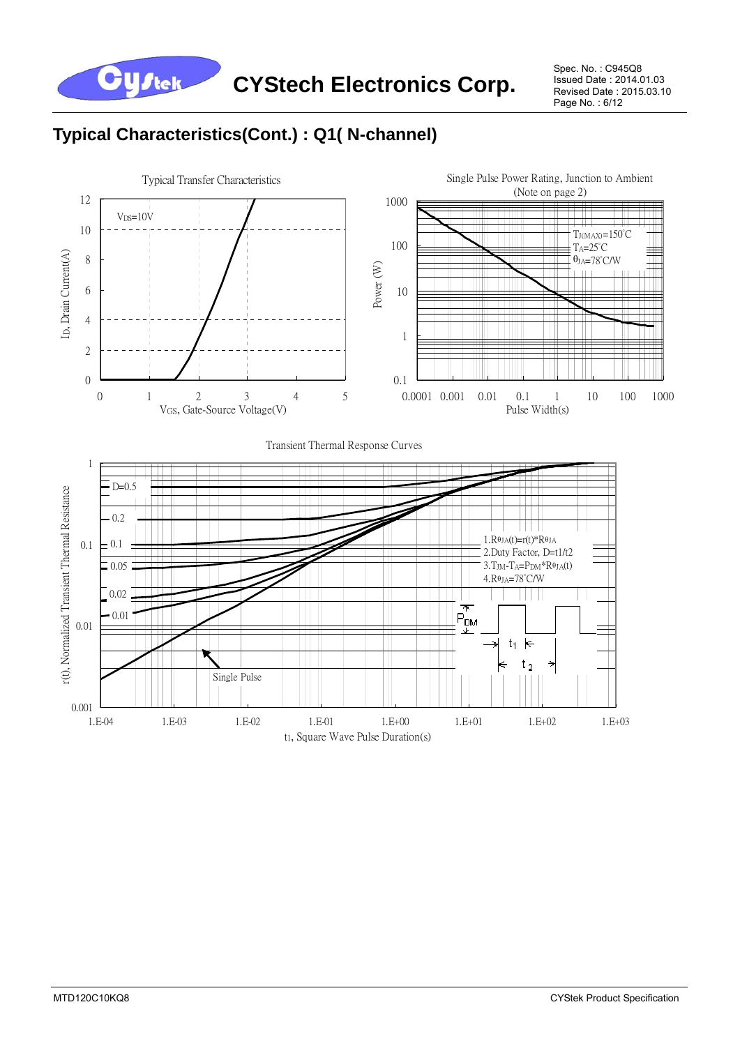## Typical Characteristics(Cont.) : Q1( N-channel)

Typical Transfer Characteristics

$V_{DS}$=10V

$I_D$, Drain Current(A)

$V_{GS}$, Gate-Source Voltage(V)

Single Pulse Power Rating, Junction to Ambient (Note on page 2)

$T_{J(MAX)}$=150°C
$T_A$=25°C
$\theta_{JA}$=78°C/W

Power (W)

Pulse Width(s)

Transient Thermal Response Curves

D=0.5
0.2
0.1
0.05
0.02
0.01
Single Pulse

1. $R_{\theta JA}(t)$=r(t)*$R_{\theta JA}$
2. Duty Factor, D=t1/t2
3. $T_{JM}$-$T_A$=$P_{DM}$*$R_{\theta JA}(t)$
4. $R_{\theta JA}$=78°C/W

$P_{DM}$

$t_1$

$t_2$

r(t), Normalized Transient Thermal Resistance

$t_1$, Square Wave Pulse Duration(s)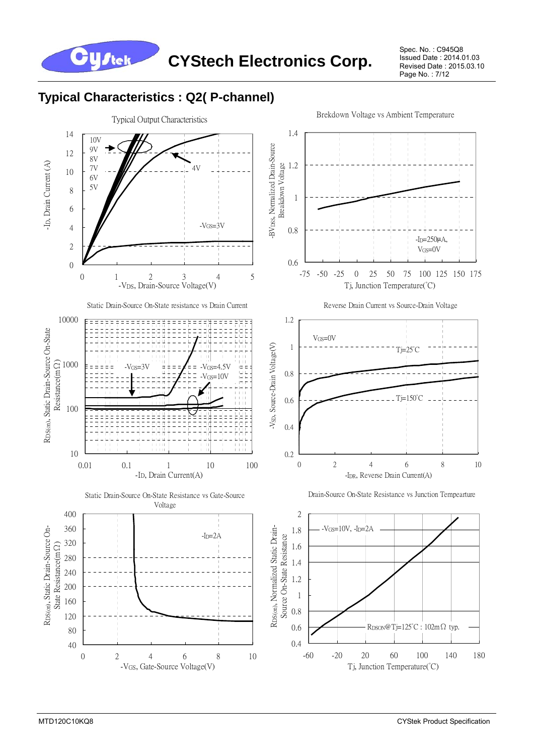## Typical Characteristics : Q2( P-channel)

Typical Output Characteristics

-ID, Drain Current (A)

10V 9V 8V 7V 6V 5V

4V

$-V_{GS}$=3V

$-V_{DS}$, Drain-Source Voltage(V)

Brekdown Voltage vs Ambient Temperature

$-BV_{DSS}$, Normalized Drain-Source Breakdown Voltage

$-I_D$=250μA, $V_{GS}$=0V

Tj, Junction Temperature(°C)

Static Drain-Source On-State resistance vs Drain Current

$R_{DS(on)}$, Static Drain-Source On-State Resistance(mΩ)

$-V_{GS}$=3V

$-V_{GS}$=4.5V

$-V_{GS}$=10V

$-I_D$, Drain Current(A)

Reverse Drain Current vs Source-Drain Voltage

$-V_{SD}$, Source-Drain Voltage(V)

$V_{GS}$=0V

Tj=25°C

Tj=150°C

$-I_{DR}$, Reverse Drain Current(A)

Static Drain-Source On-State Resistance vs Gate-Source Voltage

$R_{DS(on)}$, Static Drain-Source On-State Resistance(mΩ)

$-I_D$=2A

$-V_{GS}$, Gate-Source Voltage(V)

Drain-Source On-State Resistance vs Junction Tempearture

$R_{DS(on)}$, Normalized Static Drain-Source On-State Resistance

$-V_{GS}$=10V, $-I_D$=2A

$R_{DSON}$@Tj=125°C : 102mΩ typ.

Tj, Junction Temperature(°C)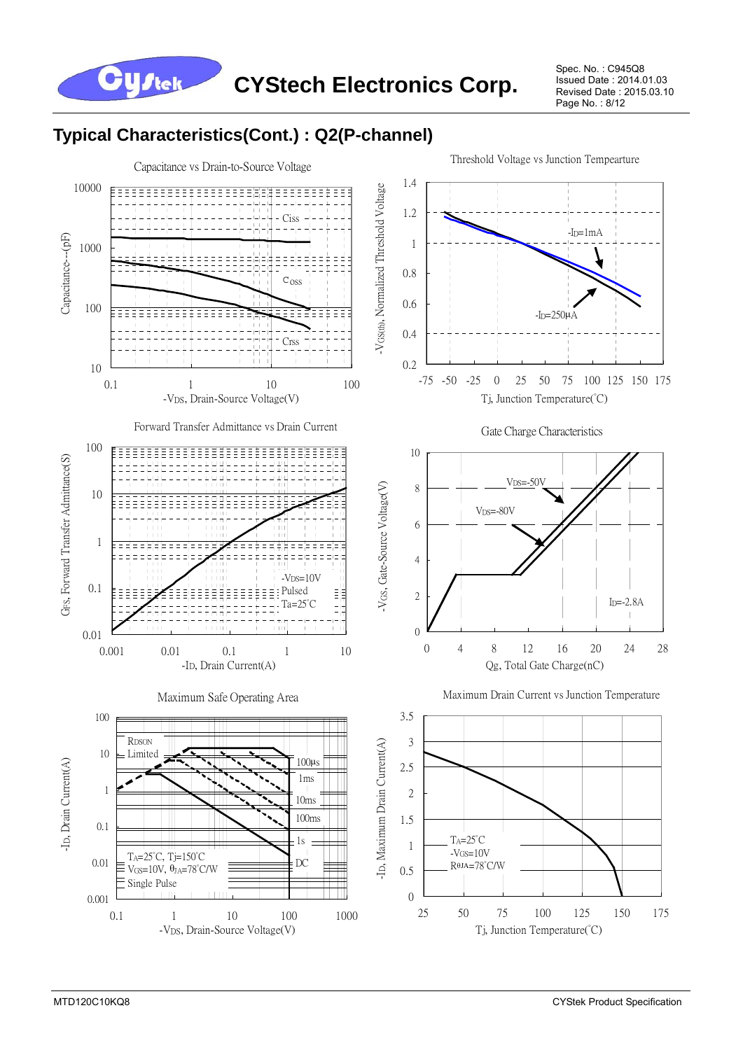## Typical Characteristics(Cont.) : Q2(P-channel)

Capacitance vs Drain-to-Source Voltage

Threshold Voltage vs Junction Tempearture

Forward Transfer Admittance vs Drain Current

Gate Charge Characteristics

Maximum Safe Operating Area

Maximum Drain Current vs Junction Temperature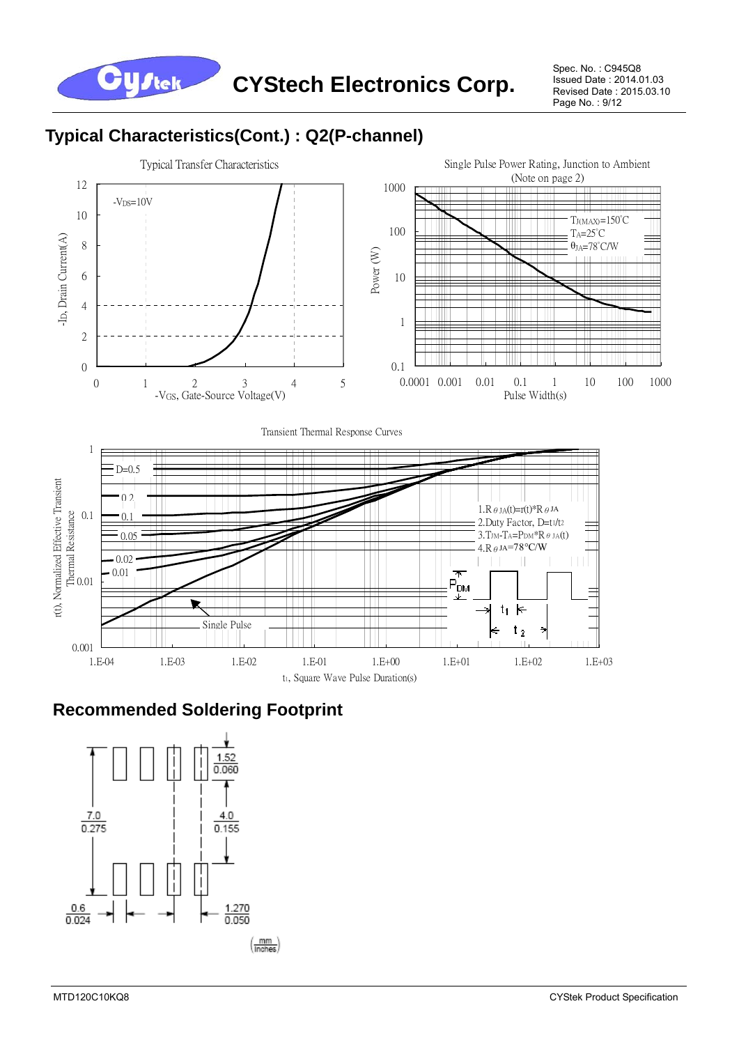## Typical Characteristics(Cont.) : Q2(P-channel)

Typical Transfer Characteristics

$-V_{DS}$=10V

$-I_D$, Drain Current(A)

$-V_{GS}$, Gate-Source Voltage(V)

Single Pulse Power Rating, Junction to Ambient (Note on page 2)

$T_{J(MAX)}$=150°C
$T_A$=25°C
$\theta_{JA}$=78°C/W

Power (W)

Pulse Width(s)

Transient Thermal Response Curves

D=0.5, 0.2, 0.1, 0.05, 0.02, 0.01, Single Pulse

1. $R_{\theta JA}(t)=r(t)*R_{\theta JA}$
2. Duty Factor, $D=t_1/t_2$
3. $T_{JM}-T_A=P_{DM}*R_{\theta JA}(t)$
4. $R_{\theta JA}$=78°C/W

r(t), Normalized Effective Transient Thermal Resistance

$t_1$, Square Wave Pulse Duration(s)

## Recommended Soldering Footprint

7.0 / 0.275; 1.52 / 0.060; 4.0 / 0.155; 0.6 / 0.024; 1.270 / 0.050

(mm / Inches)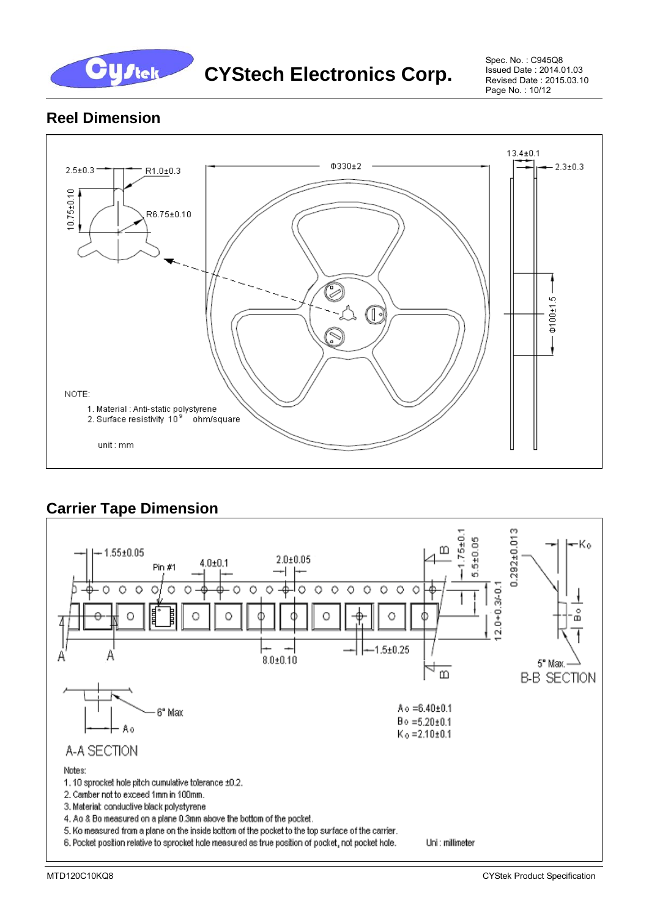# CYStech Electronics Corp.

Spec. No. : C945Q8
Issued Date : 2014.01.03
Revised Date : 2015.03.10

## Reel Dimension

2.5±0.3

R1.0±0.3

10.75±0.10

R6.75±0.10

Φ330±2

13.4±0.1

2.3±0.3

Φ100±1.5

NOTE:

1. Material : Anti-static polystyrene
2. Surface resistivity $10^9$ ohm/square

unit : mm

## Carrier Tape Dimension

1.55±0.05

Pin #1

4.0±0.1

2.0±0.05

1.75±0.1

5.5±0.05

0.292±0.013

Ko

12.0+0.3/-0.1

Bo

8.0±0.10

1.5±0.25

5° Max.

B-B SECTION

6° Max

Ao

A-A SECTION

Ao =6.40±0.1
Bo =5.20±0.1
Ko =2.10±0.1

Notes:

1. 10 sprocket hole pitch cumulative tolerance ±0.2.
2. Camber not to exceed 1mm in 100mm.
3. Material: conductive black polystyrene
4. Ao & Bo measured on a plane 0.3mm above the bottom of the pocket.
5. Ko measured from a plane on the inside bottom of the pocket to the top surface of the carrier.
6. Pocket position relative to sprocket hole measured as true position of pocket, not pocket hole.

Uni : millimeter

MTD120C10KQ8 CYStek Product Specification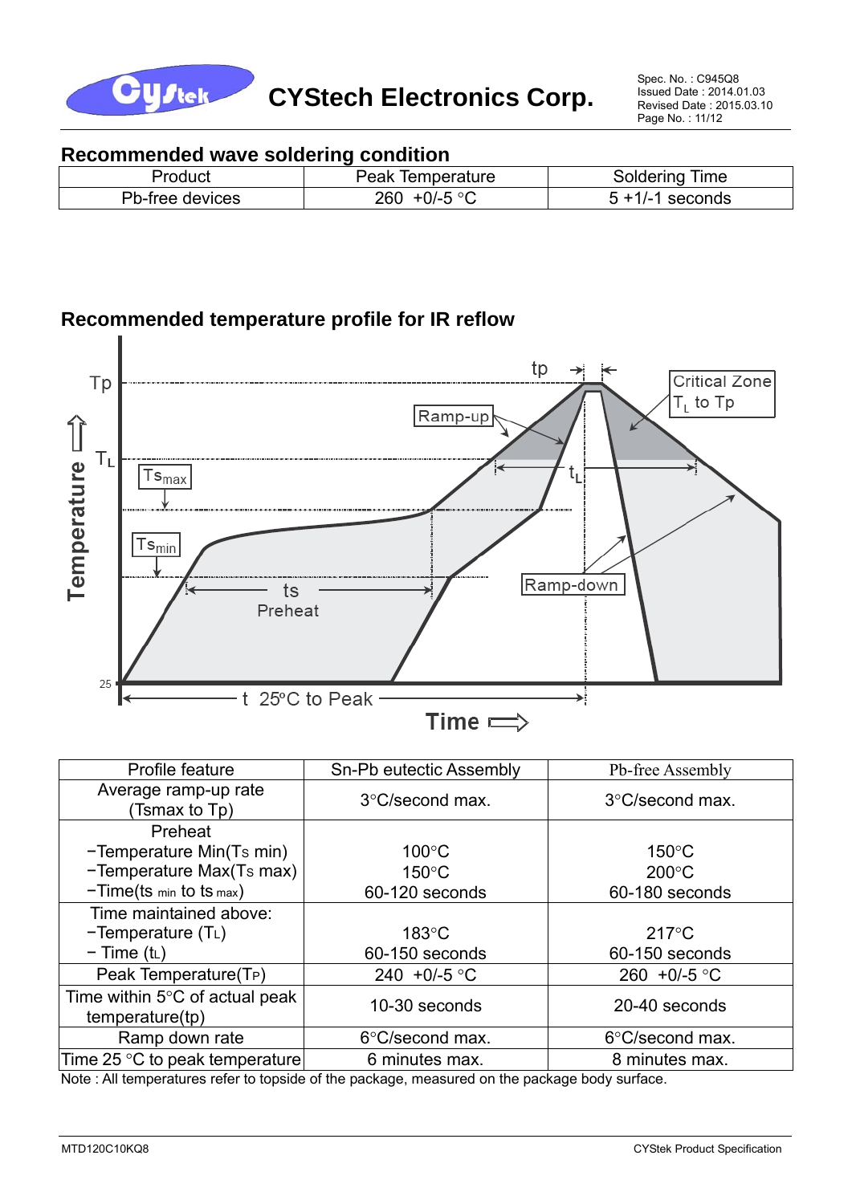## Recommended wave soldering condition

| Product | Peak Temperature | Soldering Time |
|---|---|---|
| Pb-free devices | 260 +0/-5 °C | 5 +1/-1 seconds |

## Recommended temperature profile for IR reflow

| Profile feature | Sn-Pb eutectic Assembly | Pb-free Assembly |
|---|---|---|
| Average ramp-up rate (Tsmax to Tp) | 3°C/second max. | 3°C/second max. |
| Preheat<br>−Temperature Min($T_S$ min)<br>−Temperature Max($T_S$ max)<br>−Time($t_{s\ min}$ to $t_{s\ max}$) | <br>100°C<br>150°C<br>60-120 seconds | <br>150°C<br>200°C<br>60-180 seconds |
| Time maintained above:<br>−Temperature ($T_L$)<br>− Time ($t_L$) | <br>183°C<br>60-150 seconds | <br>217°C<br>60-150 seconds |
| Peak Temperature($T_P$) | 240 +0/-5 °C | 260 +0/-5 °C |
| Time within 5°C of actual peak temperature(tp) | 10-30 seconds | 20-40 seconds |
| Ramp down rate | 6°C/second max. | 6°C/second max. |
| Time 25 °C to peak temperature | 6 minutes max. | 8 minutes max. |

Note : All temperatures refer to topside of the package, measured on the package body surface.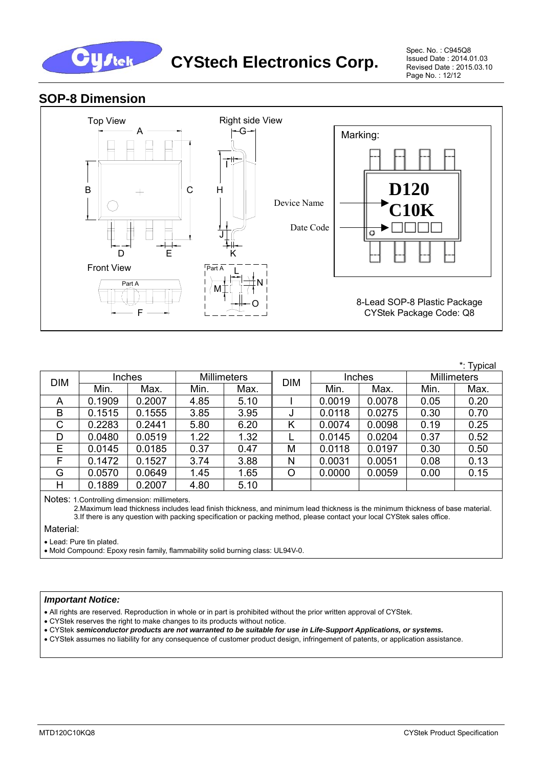## SOP-8 Dimension

Top View

Right side View

Marking:

D120
C10K

Device Name

Date Code

Front View

Part A

8-Lead SOP-8 Plastic Package
CYStek Package Code: Q8

*: Typical

| DIM | Inches | | Millimeters | | DIM | Inches | | Millimeters | |
|---|---|---|---|---|---|---|---|---|---|
| | Min. | Max. | Min. | Max. | | Min. | Max. | Min. | Max. |
| A | 0.1909 | 0.2007 | 4.85 | 5.10 | I | 0.0019 | 0.0078 | 0.05 | 0.20 |
| B | 0.1515 | 0.1555 | 3.85 | 3.95 | J | 0.0118 | 0.0275 | 0.30 | 0.70 |
| C | 0.2283 | 0.2441 | 5.80 | 6.20 | K | 0.0074 | 0.0098 | 0.19 | 0.25 |
| D | 0.0480 | 0.0519 | 1.22 | 1.32 | L | 0.0145 | 0.0204 | 0.37 | 0.52 |
| E | 0.0145 | 0.0185 | 0.37 | 0.47 | M | 0.0118 | 0.0197 | 0.30 | 0.50 |
| F | 0.1472 | 0.1527 | 3.74 | 3.88 | N | 0.0031 | 0.0051 | 0.08 | 0.13 |
| G | 0.0570 | 0.0649 | 1.45 | 1.65 | O | 0.0000 | 0.0059 | 0.00 | 0.15 |
| H | 0.1889 | 0.2007 | 4.80 | 5.10 | | | | | |

Notes: 1.Controlling dimension: millimeters.
2.Maximum lead thickness includes lead finish thickness, and minimum lead thickness is the minimum thickness of base material.
3.If there is any question with packing specification or packing method, please contact your local CYStek sales office.

Material:

- Lead: Pure tin plated.
- Mold Compound: Epoxy resin family, flammability solid burning class: UL94V-0.

***Important Notice:***

- All rights are reserved. Reproduction in whole or in part is prohibited without the prior written approval of CYStek.
- CYStek reserves the right to make changes to its products without notice.
- CYStek ***semiconductor products are not warranted to be suitable for use in Life-Support Applications, or systems.***
- CYStek assumes no liability for any consequence of customer product design, infringement of patents, or application assistance.